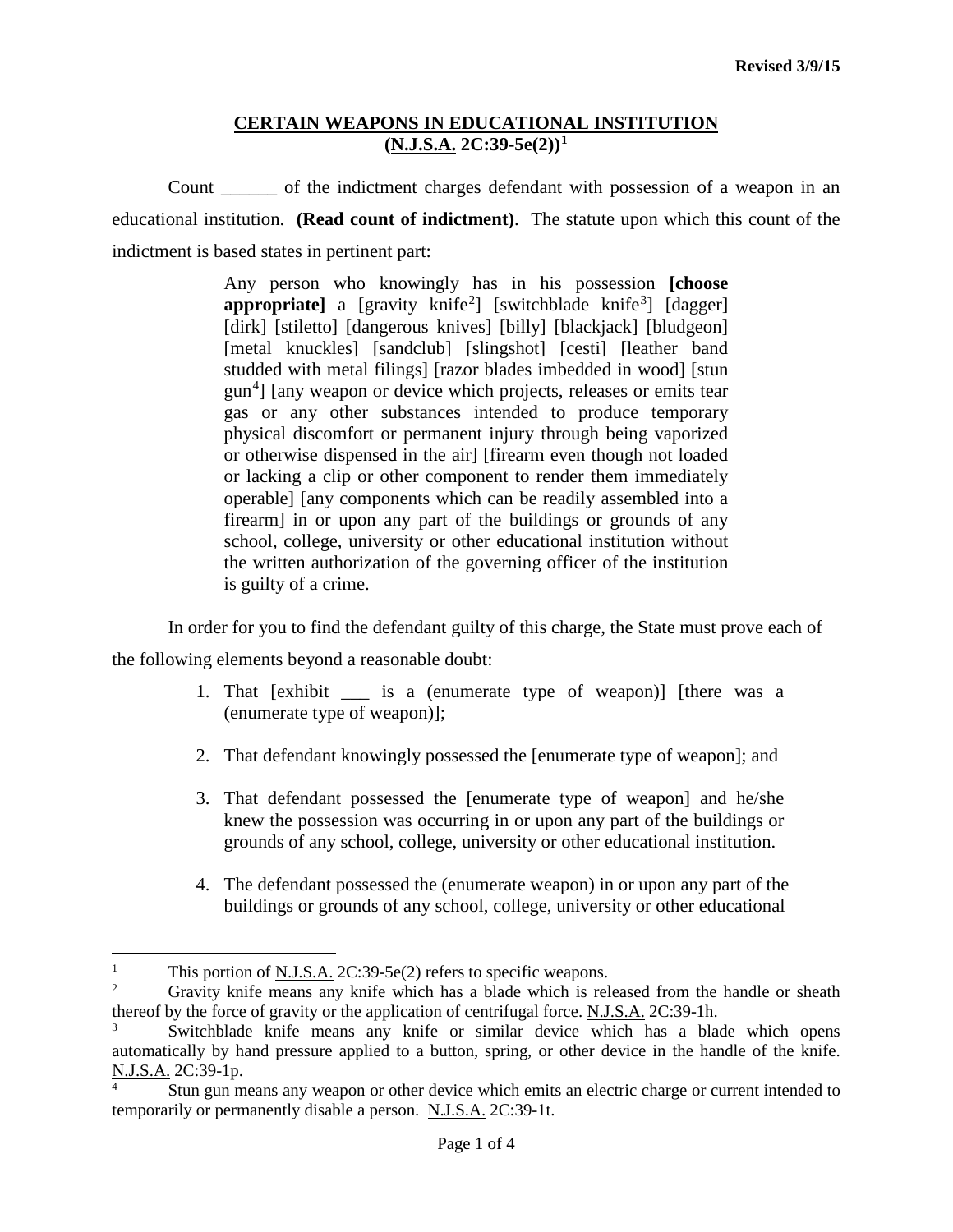Revised 3/9/15

## CERTAIN WEAPONS IN EDUCATIONAL INSTITUTION (N.J.S.A. 2C:39-5e(2))[1]

Count ______ of the indictment charges defendant with possession of a weapon in an educational institution. **(Read count of indictment)**. The statute upon which this count of the indictment is based states in pertinent part:

> Any person who knowingly has in his possession **[choose appropriate]** a [gravity knife[2]] [switchblade knife[3]] [dagger] [dirk] [stiletto] [dangerous knives] [billy] [blackjack] [bludgeon] [metal knuckles] [sandclub] [slingshot] [cesti] [leather band studded with metal filings] [razor blades imbedded in wood] [stun gun[4]] [any weapon or device which projects, releases or emits tear gas or any other substances intended to produce temporary physical discomfort or permanent injury through being vaporized or otherwise dispensed in the air] [firearm even though not loaded or lacking a clip or other component to render them immediately operable] [any components which can be readily assembled into a firearm] in or upon any part of the buildings or grounds of any school, college, university or other educational institution without the written authorization of the governing officer of the institution is guilty of a crime.

In order for you to find the defendant guilty of this charge, the State must prove each of the following elements beyond a reasonable doubt:

1. That [exhibit ___ is a (enumerate type of weapon)] [there was a (enumerate type of weapon)];
2. That defendant knowingly possessed the [enumerate type of weapon]; and
3. That defendant possessed the [enumerate type of weapon] and he/she knew the possession was occurring in or upon any part of the buildings or grounds of any school, college, university or other educational institution.
4. The defendant possessed the (enumerate weapon) in or upon any part of the buildings or grounds of any school, college, university or other educational

---

[1] This portion of N.J.S.A. 2C:39-5e(2) refers to specific weapons.

[2] Gravity knife means any knife which has a blade which is released from the handle or sheath thereof by the force of gravity or the application of centrifugal force. N.J.S.A. 2C:39-1h.

[3] Switchblade knife means any knife or similar device which has a blade which opens automatically by hand pressure applied to a button, spring, or other device in the handle of the knife. N.J.S.A. 2C:39-1p.

[4] Stun gun means any weapon or other device which emits an electric charge or current intended to temporarily or permanently disable a person. N.J.S.A. 2C:39-1t.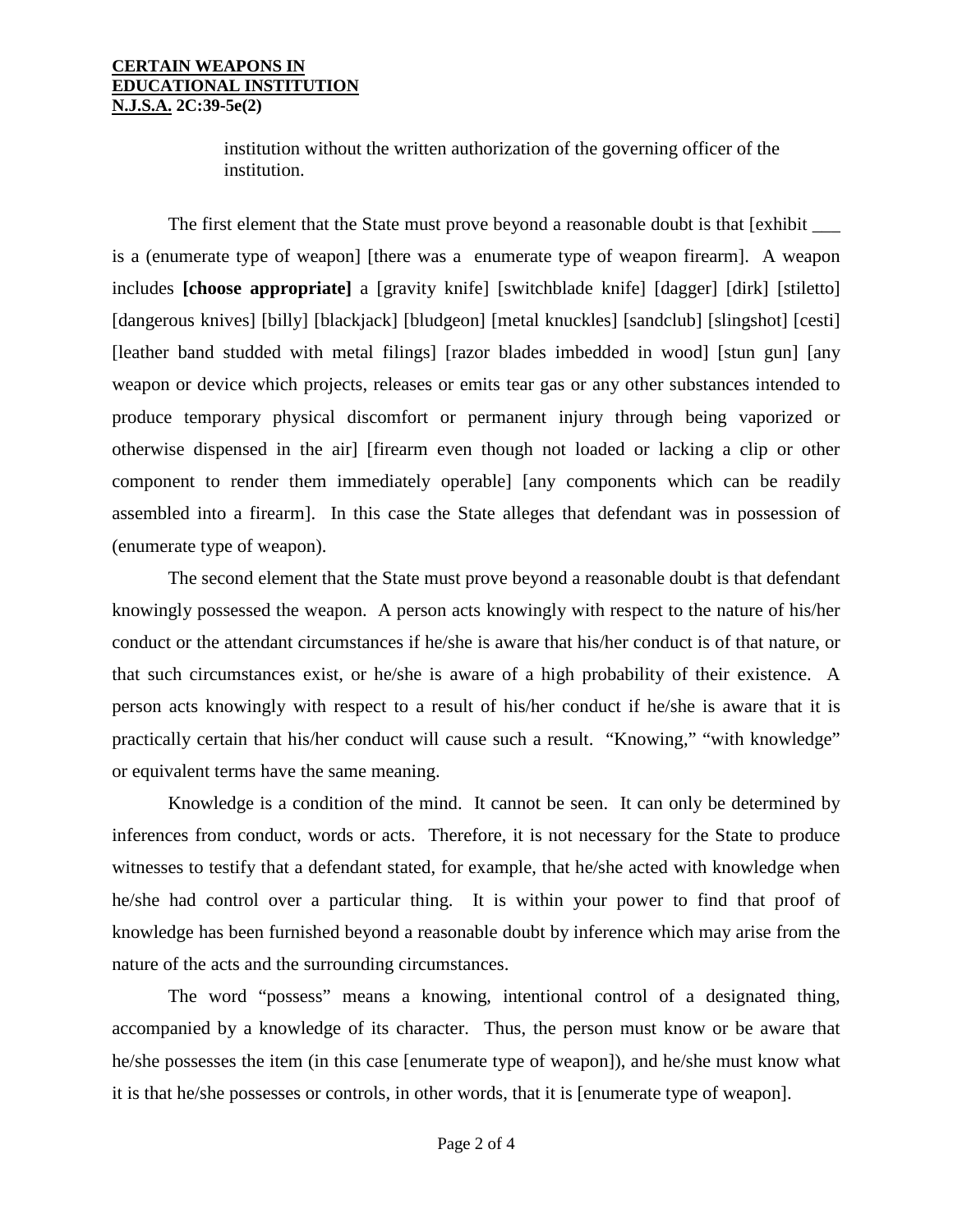institution without the written authorization of the governing officer of the institution.

The first element that the State must prove beyond a reasonable doubt is that [exhibit ___ is a (enumerate type of weapon] [there was a enumerate type of weapon firearm]. A weapon includes **[choose appropriate]** a [gravity knife] [switchblade knife] [dagger] [dirk] [stiletto] [dangerous knives] [billy] [blackjack] [bludgeon] [metal knuckles] [sandclub] [slingshot] [cesti] [leather band studded with metal filings] [razor blades imbedded in wood] [stun gun] [any weapon or device which projects, releases or emits tear gas or any other substances intended to produce temporary physical discomfort or permanent injury through being vaporized or otherwise dispensed in the air] [firearm even though not loaded or lacking a clip or other component to render them immediately operable] [any components which can be readily assembled into a firearm]. In this case the State alleges that defendant was in possession of (enumerate type of weapon).

The second element that the State must prove beyond a reasonable doubt is that defendant knowingly possessed the weapon. A person acts knowingly with respect to the nature of his/her conduct or the attendant circumstances if he/she is aware that his/her conduct is of that nature, or that such circumstances exist, or he/she is aware of a high probability of their existence. A person acts knowingly with respect to a result of his/her conduct if he/she is aware that it is practically certain that his/her conduct will cause such a result. "Knowing," "with knowledge" or equivalent terms have the same meaning.

Knowledge is a condition of the mind. It cannot be seen. It can only be determined by inferences from conduct, words or acts. Therefore, it is not necessary for the State to produce witnesses to testify that a defendant stated, for example, that he/she acted with knowledge when he/she had control over a particular thing. It is within your power to find that proof of knowledge has been furnished beyond a reasonable doubt by inference which may arise from the nature of the acts and the surrounding circumstances.

The word "possess" means a knowing, intentional control of a designated thing, accompanied by a knowledge of its character. Thus, the person must know or be aware that he/she possesses the item (in this case [enumerate type of weapon]), and he/she must know what it is that he/she possesses or controls, in other words, that it is [enumerate type of weapon].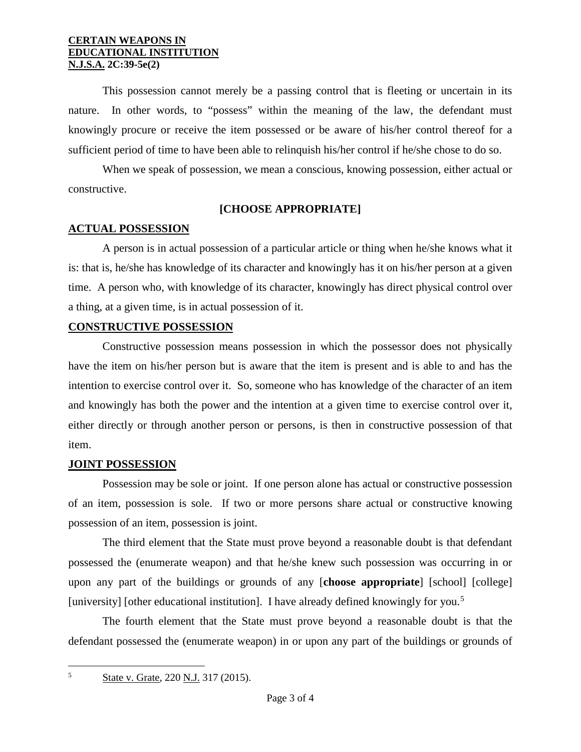This possession cannot merely be a passing control that is fleeting or uncertain in its nature. In other words, to "possess" within the meaning of the law, the defendant must knowingly procure or receive the item possessed or be aware of his/her control thereof for a sufficient period of time to have been able to relinquish his/her control if he/she chose to do so.

When we speak of possession, we mean a conscious, knowing possession, either actual or constructive.

**[CHOOSE APPROPRIATE]**

**ACTUAL POSSESSION**

A person is in actual possession of a particular article or thing when he/she knows what it is: that is, he/she has knowledge of its character and knowingly has it on his/her person at a given time. A person who, with knowledge of its character, knowingly has direct physical control over a thing, at a given time, is in actual possession of it.

**CONSTRUCTIVE POSSESSION**

Constructive possession means possession in which the possessor does not physically have the item on his/her person but is aware that the item is present and is able to and has the intention to exercise control over it. So, someone who has knowledge of the character of an item and knowingly has both the power and the intention at a given time to exercise control over it, either directly or through another person or persons, is then in constructive possession of that item.

**JOINT POSSESSION**

Possession may be sole or joint. If one person alone has actual or constructive possession of an item, possession is sole. If two or more persons share actual or constructive knowing possession of an item, possession is joint.

The third element that the State must prove beyond a reasonable doubt is that defendant possessed the (enumerate weapon) and that he/she knew such possession was occurring in or upon any part of the buildings or grounds of any [**choose appropriate**] [school] [college] [university] [other educational institution]. I have already defined knowingly for you.[5]

The fourth element that the State must prove beyond a reasonable doubt is that the defendant possessed the (enumerate weapon) in or upon any part of the buildings or grounds of

---

[5] State v. Grate, 220 N.J. 317 (2015).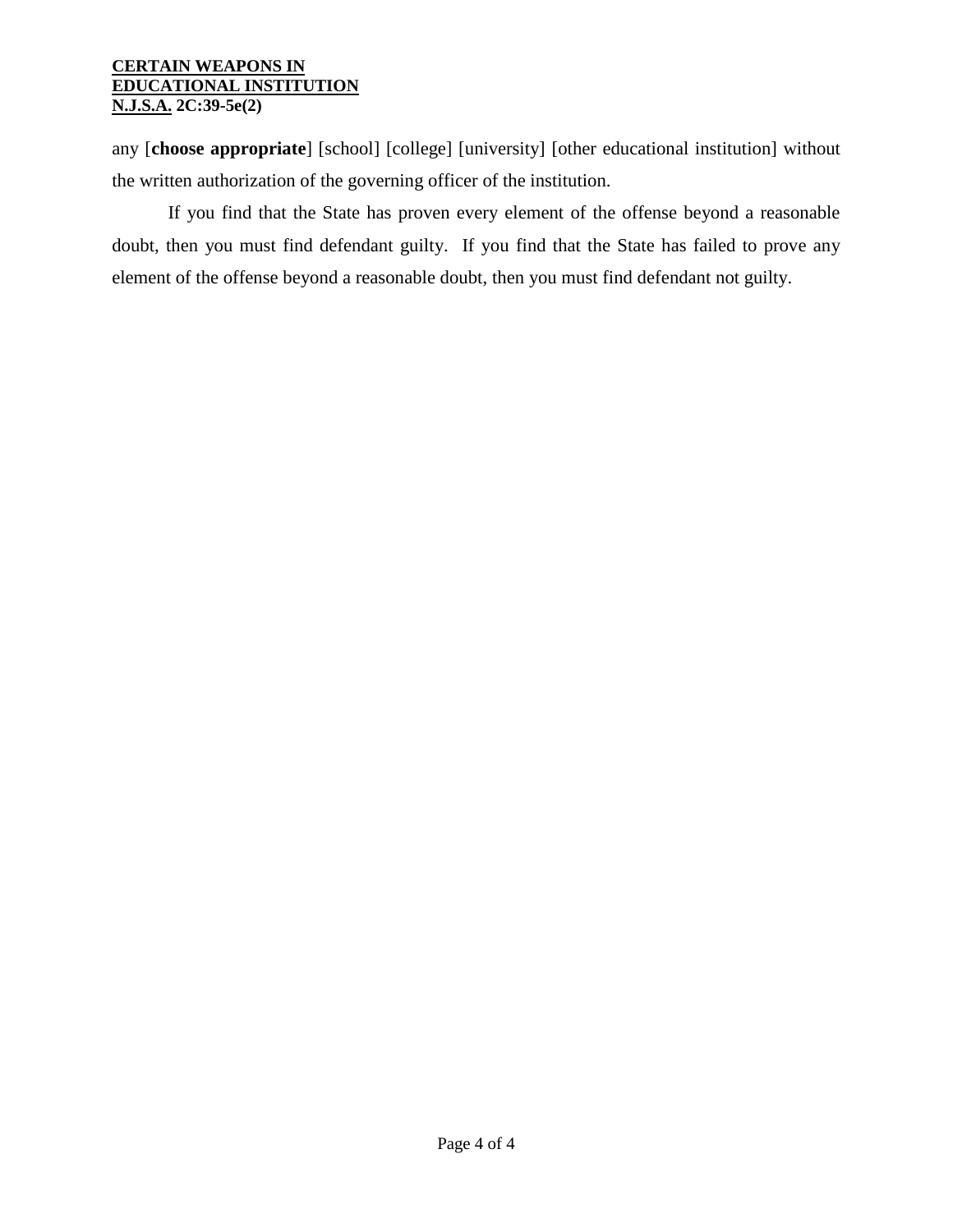any [**choose appropriate**] [school] [college] [university] [other educational institution] without the written authorization of the governing officer of the institution.

If you find that the State has proven every element of the offense beyond a reasonable doubt, then you must find defendant guilty. If you find that the State has failed to prove any element of the offense beyond a reasonable doubt, then you must find defendant not guilty.